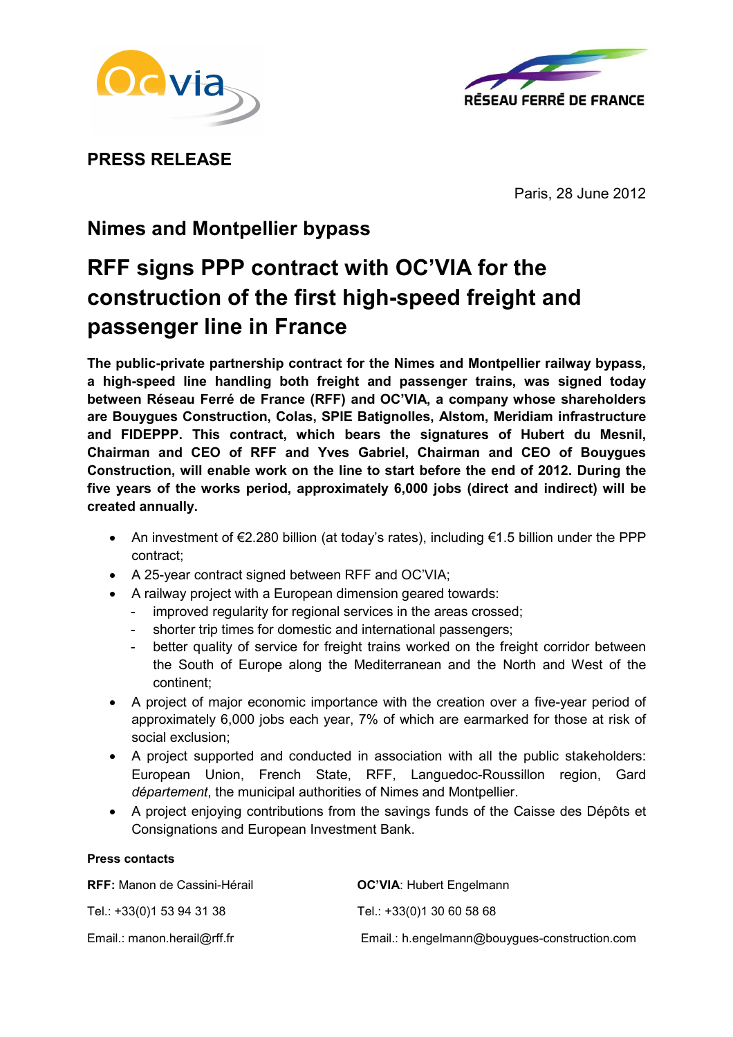**PRESS RELEASE**

Paris, 28 June 2012

## Nimes and Montpellier bypass

# RFF signs PPP contract with OC'VIA for the construction of the first high-speed freight and passenger line in France

**The public-private partnership contract for the Nimes and Montpellier railway bypass, a high-speed line handling both freight and passenger trains, was signed today between Réseau Ferré de France (RFF) and OC'VIA, a company whose shareholders are Bouygues Construction, Colas, SPIE Batignolles, Alstom, Meridiam infrastructure and FIDEPPP. This contract, which bears the signatures of Hubert du Mesnil, Chairman and CEO of RFF and Yves Gabriel, Chairman and CEO of Bouygues Construction, will enable work on the line to start before the end of 2012. During the five years of the works period, approximately 6,000 jobs (direct and indirect) will be created annually.**

- An investment of €2.280 billion (at today's rates), including €1.5 billion under the PPP contract;
- A 25-year contract signed between RFF and OC'VIA;
- A railway project with a European dimension geared towards:
  - improved regularity for regional services in the areas crossed;
  - shorter trip times for domestic and international passengers;
  - better quality of service for freight trains worked on the freight corridor between the South of Europe along the Mediterranean and the North and West of the continent;
- A project of major economic importance with the creation over a five-year period of approximately 6,000 jobs each year, 7% of which are earmarked for those at risk of social exclusion;
- A project supported and conducted in association with all the public stakeholders: European Union, French State, RFF, Languedoc-Roussillon region, Gard *département*, the municipal authorities of Nimes and Montpellier.
- A project enjoying contributions from the savings funds of the Caisse des Dépôts et Consignations and European Investment Bank.

**Press contacts**

**RFF:** Manon de Cassini-Hérail

Tel.: +33(0)1 53 94 31 38

Email.: manon.herail@rff.fr

**OC'VIA**: Hubert Engelmann

Tel.: +33(0)1 30 60 58 68

Email.: h.engelmann@bouygues-construction.com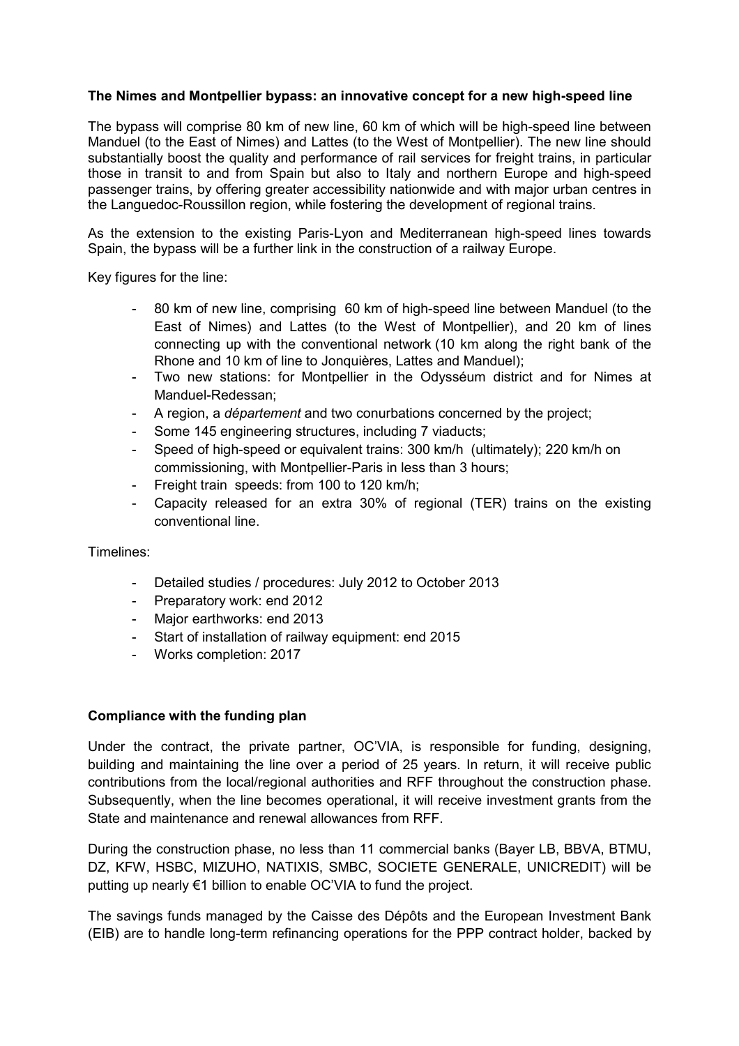**The Nimes and Montpellier bypass: an innovative concept for a new high-speed line**

The bypass will comprise 80 km of new line, 60 km of which will be high-speed line between Manduel (to the East of Nimes) and Lattes (to the West of Montpellier). The new line should substantially boost the quality and performance of rail services for freight trains, in particular those in transit to and from Spain but also to Italy and northern Europe and high-speed passenger trains, by offering greater accessibility nationwide and with major urban centres in the Languedoc-Roussillon region, while fostering the development of regional trains.

As the extension to the existing Paris-Lyon and Mediterranean high-speed lines towards Spain, the bypass will be a further link in the construction of a railway Europe.

Key figures for the line:

- 80 km of new line, comprising 60 km of high-speed line between Manduel (to the East of Nimes) and Lattes (to the West of Montpellier), and 20 km of lines connecting up with the conventional network (10 km along the right bank of the Rhone and 10 km of line to Jonquières, Lattes and Manduel);
- Two new stations: for Montpellier in the Odysséum district and for Nimes at Manduel-Redessan;
- A region, a *département* and two conurbations concerned by the project;
- Some 145 engineering structures, including 7 viaducts;
- Speed of high-speed or equivalent trains: 300 km/h (ultimately); 220 km/h on commissioning, with Montpellier-Paris in less than 3 hours;
- Freight train speeds: from 100 to 120 km/h;
- Capacity released for an extra 30% of regional (TER) trains on the existing conventional line.

Timelines:

- Detailed studies / procedures: July 2012 to October 2013
- Preparatory work: end 2012
- Major earthworks: end 2013
- Start of installation of railway equipment: end 2015
- Works completion: 2017

**Compliance with the funding plan**

Under the contract, the private partner, OC'VIA, is responsible for funding, designing, building and maintaining the line over a period of 25 years. In return, it will receive public contributions from the local/regional authorities and RFF throughout the construction phase. Subsequently, when the line becomes operational, it will receive investment grants from the State and maintenance and renewal allowances from RFF.

During the construction phase, no less than 11 commercial banks (Bayer LB, BBVA, BTMU, DZ, KFW, HSBC, MIZUHO, NATIXIS, SMBC, SOCIETE GENERALE, UNICREDIT) will be putting up nearly €1 billion to enable OC'VIA to fund the project.

The savings funds managed by the Caisse des Dépôts and the European Investment Bank (EIB) are to handle long-term refinancing operations for the PPP contract holder, backed by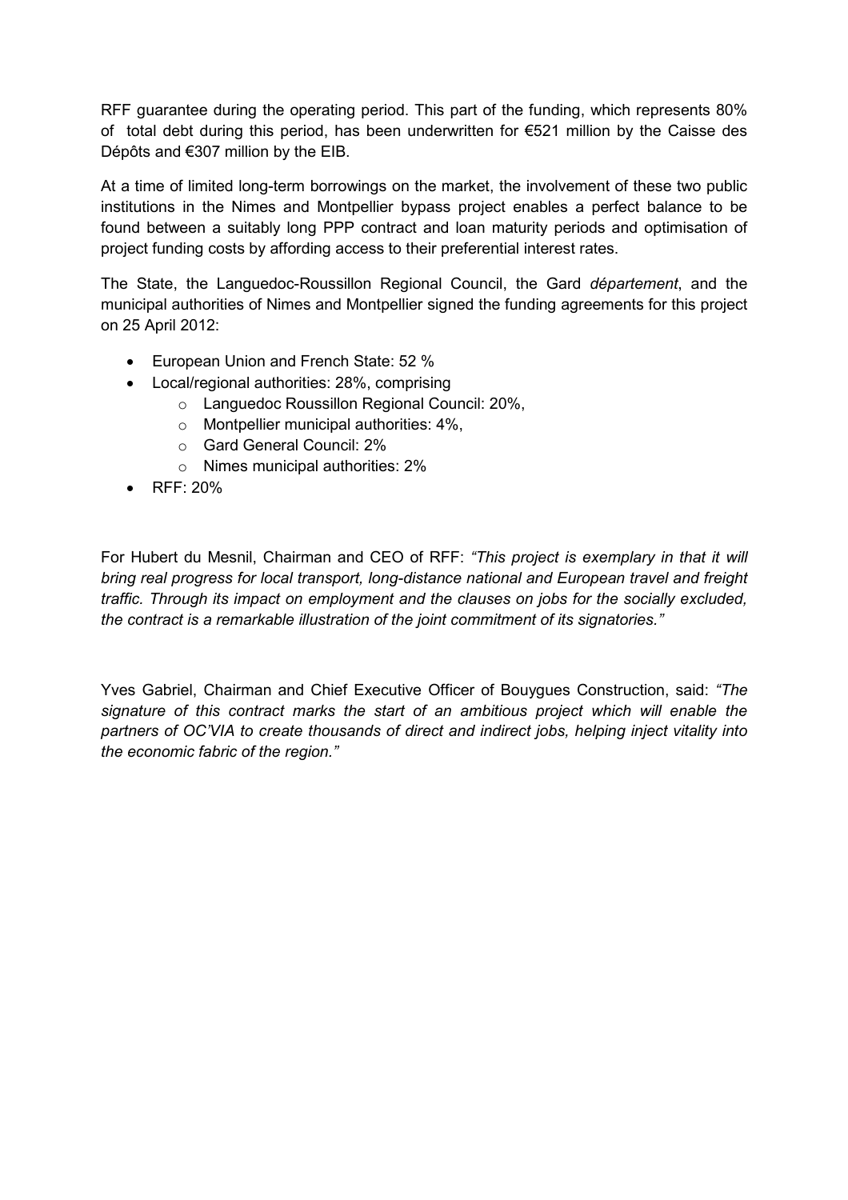RFF guarantee during the operating period. This part of the funding, which represents 80% of total debt during this period, has been underwritten for €521 million by the Caisse des Dépôts and €307 million by the EIB.

At a time of limited long-term borrowings on the market, the involvement of these two public institutions in the Nimes and Montpellier bypass project enables a perfect balance to be found between a suitably long PPP contract and loan maturity periods and optimisation of project funding costs by affording access to their preferential interest rates.

The State, the Languedoc-Roussillon Regional Council, the Gard *département*, and the municipal authorities of Nimes and Montpellier signed the funding agreements for this project on 25 April 2012:

- European Union and French State: 52 %
- Local/regional authorities: 28%, comprising
  - Languedoc Roussillon Regional Council: 20%,
  - Montpellier municipal authorities: 4%,
  - Gard General Council: 2%
  - Nimes municipal authorities: 2%
- RFF: 20%

For Hubert du Mesnil, Chairman and CEO of RFF: *"This project is exemplary in that it will bring real progress for local transport, long-distance national and European travel and freight traffic. Through its impact on employment and the clauses on jobs for the socially excluded, the contract is a remarkable illustration of the joint commitment of its signatories."*

Yves Gabriel, Chairman and Chief Executive Officer of Bouygues Construction, said: *"The signature of this contract marks the start of an ambitious project which will enable the partners of OC'VIA to create thousands of direct and indirect jobs, helping inject vitality into the economic fabric of the region."*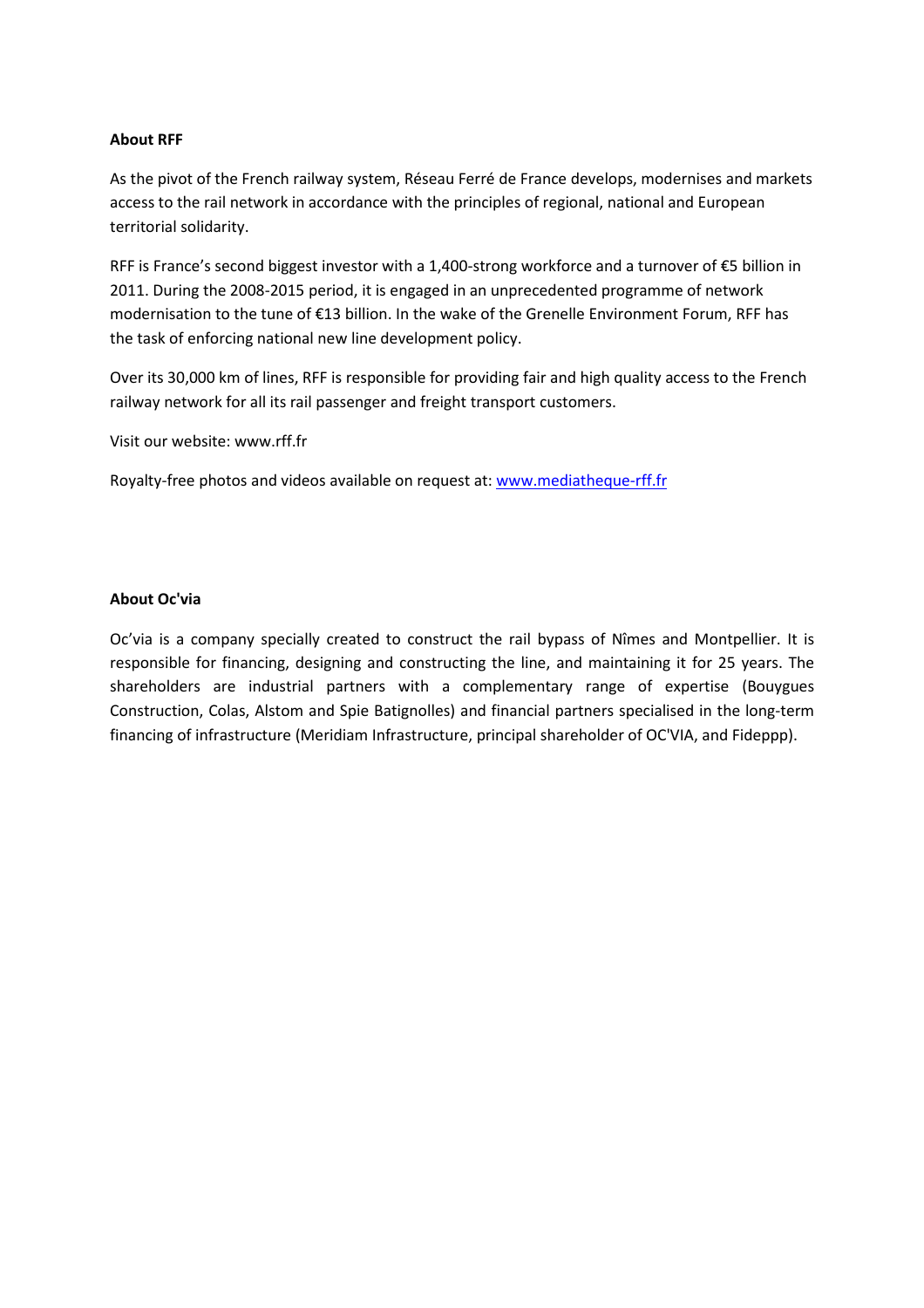**About RFF**

As the pivot of the French railway system, Réseau Ferré de France develops, modernises and markets access to the rail network in accordance with the principles of regional, national and European territorial solidarity.

RFF is France's second biggest investor with a 1,400-strong workforce and a turnover of €5 billion in 2011. During the 2008-2015 period, it is engaged in an unprecedented programme of network modernisation to the tune of €13 billion. In the wake of the Grenelle Environment Forum, RFF has the task of enforcing national new line development policy.

Over its 30,000 km of lines, RFF is responsible for providing fair and high quality access to the French railway network for all its rail passenger and freight transport customers.

Visit our website: www.rff.fr

Royalty-free photos and videos available on request at: [www.mediatheque-rff.fr](www.mediatheque-rff.fr)

**About Oc'via**

Oc'via is a company specially created to construct the rail bypass of Nîmes and Montpellier. It is responsible for financing, designing and constructing the line, and maintaining it for 25 years. The shareholders are industrial partners with a complementary range of expertise (Bouygues Construction, Colas, Alstom and Spie Batignolles) and financial partners specialised in the long-term financing of infrastructure (Meridiam Infrastructure, principal shareholder of OC'VIA, and Fideppp).